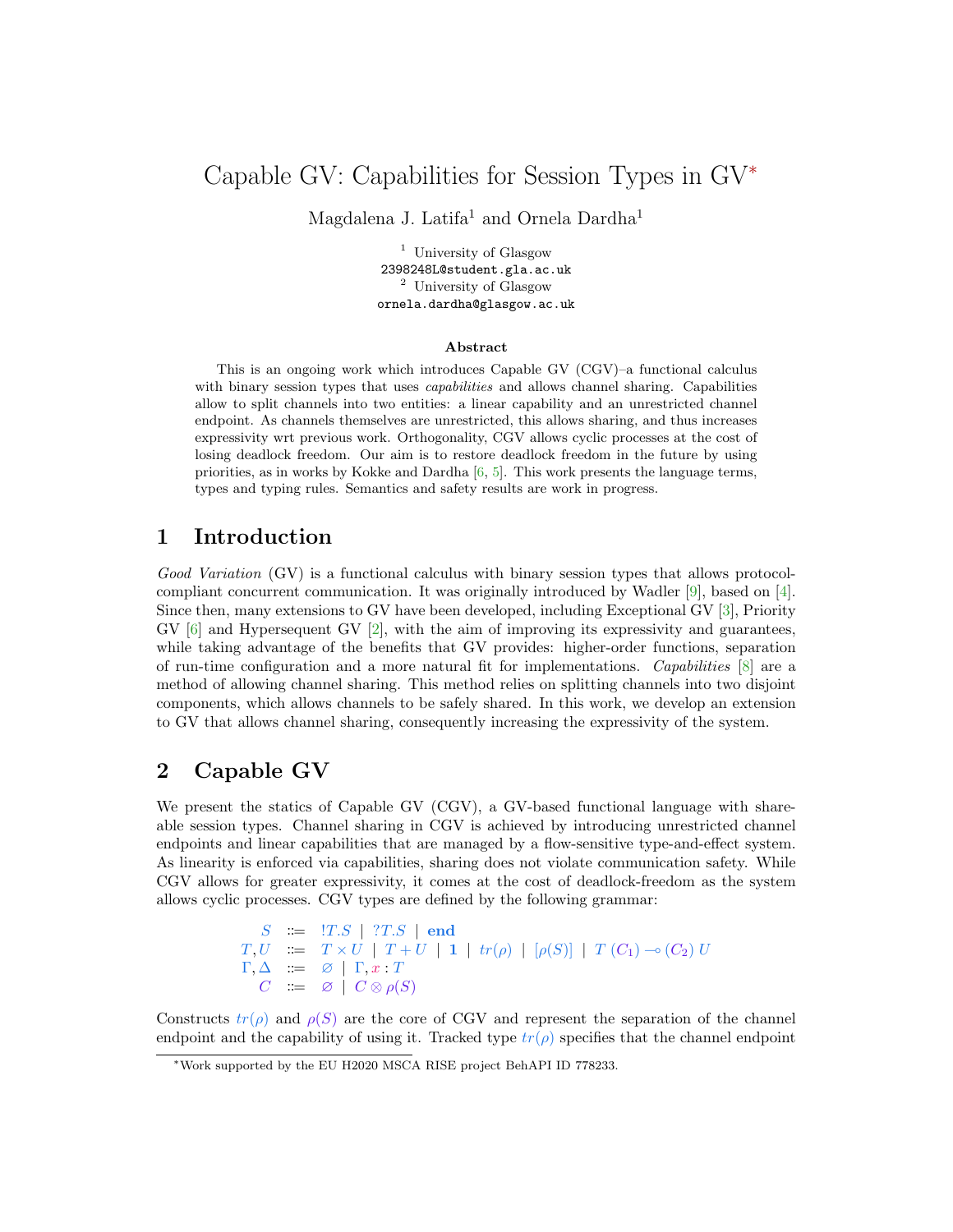# Capable GV: Capabilities for Session Types in GV*

Magdalena J. Latifa[1] and Ornela Dardha[1]

[1] University of Glasgow
2398248L@student.gla.ac.uk
[2] University of Glasgow
ornela.dardha@glasgow.ac.uk

### Abstract

This is an ongoing work which introduces Capable GV (CGV)–a functional calculus with binary session types that uses *capabilities* and allows channel sharing. Capabilities allow to split channels into two entities: a linear capability and an unrestricted channel endpoint. As channels themselves are unrestricted, this allows sharing, and thus increases expressivity wrt previous work. Orthogonality, CGV allows cyclic processes at the cost of losing deadlock freedom. Our aim is to restore deadlock freedom in the future by using priorities, as in works by Kokke and Dardha [6, 5]. This work presents the language terms, types and typing rules. Semantics and safety results are work in progress.

## 1 Introduction

*Good Variation* (GV) is a functional calculus with binary session types that allows protocol-compliant concurrent communication. It was originally introduced by Wadler [9], based on [4]. Since then, many extensions to GV have been developed, including Exceptional GV [3], Priority GV [6] and Hypersequent GV [2], with the aim of improving its expressivity and guarantees, while taking advantage of the benefits that GV provides: higher-order functions, separation of run-time configuration and a more natural fit for implementations. *Capabilities* [8] are a method of allowing channel sharing. This method relies on splitting channels into two disjoint components, which allows channels to be safely shared. In this work, we develop an extension to GV that allows channel sharing, consequently increasing the expressivity of the system.

## 2 Capable GV

We present the statics of Capable GV (CGV), a GV-based functional language with shareable session types. Channel sharing in CGV is achieved by introducing unrestricted channel endpoints and linear capabilities that are managed by a flow-sensitive type-and-effect system. As linearity is enforced via capabilities, sharing does not violate communication safety. While CGV allows for greater expressivity, it comes at the cost of deadlock-freedom as the system allows cyclic processes. CGV types are defined by the following grammar:

$$
\begin{array}{rcl}
S & ::= & !T.S \mid ?T.S \mid \textbf{end} \\
T, U & ::= & T \times U \mid T + U \mid \mathbf{1} \mid tr(\rho) \mid [\rho(S)] \mid T\ (C_1) \multimap (C_2)\ U \\
\Gamma, \Delta & ::= & \varnothing \mid \Gamma, x : T \\
C & ::= & \varnothing \mid C \otimes \rho(S)
\end{array}
$$

Constructs $tr(\rho)$ and $\rho(S)$ are the core of CGV and represent the separation of the channel endpoint and the capability of using it. Tracked type $tr(\rho)$ specifies that the channel endpoint

*Work supported by the EU H2020 MSCA RISE project BehAPI ID 778233.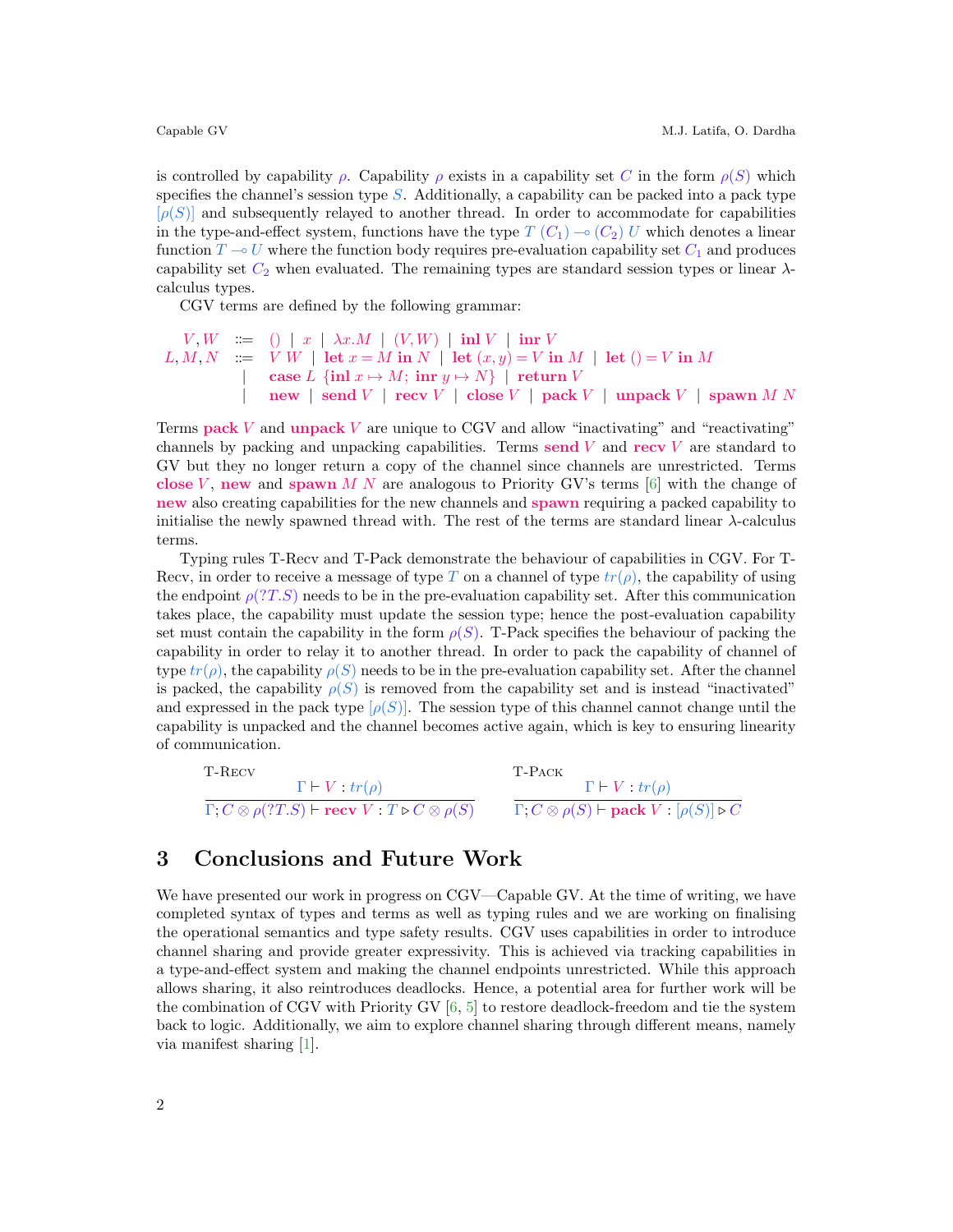is controlled by capability $\rho$. Capability $\rho$ exists in a capability set $C$ in the form $\rho(S)$ which specifies the channel's session type $S$. Additionally, a capability can be packed into a pack type $[\rho(S)]$ and subsequently relayed to another thread. In order to accommodate for capabilities in the type-and-effect system, functions have the type $T\ (C_1) \multimap (C_2)\ U$ which denotes a linear function $T \multimap U$ where the function body requires pre-evaluation capability set $C_1$ and produces capability set $C_2$ when evaluated. The remaining types are standard session types or linear $\lambda$-calculus types.

CGV terms are defined by the following grammar:

$$
\begin{array}{rcl}
V, W & ::= & () \mid x \mid \lambda x.M \mid (V, W) \mid \textbf{inl}\ V \mid \textbf{inr}\ V \\
L, M, N & ::= & V\ W \mid \textbf{let}\ x = M\ \textbf{in}\ N \mid \textbf{let}\ (x, y) = V\ \textbf{in}\ M \mid \textbf{let}\ () = V\ \textbf{in}\ M \\
& \mid & \textbf{case}\ L\ \{\textbf{inl}\ x \mapsto M;\ \textbf{inr}\ y \mapsto N\} \mid \textbf{return}\ V \\
& \mid & \textbf{new} \mid \textbf{send}\ V \mid \textbf{recv}\ V \mid \textbf{close}\ V \mid \textbf{pack}\ V \mid \textbf{unpack}\ V \mid \textbf{spawn}\ M\ N
\end{array}
$$

Terms **pack** $V$ and **unpack** $V$ are unique to CGV and allow "inactivating" and "reactivating" channels by packing and unpacking capabilities. Terms **send** $V$ and **recv** $V$ are standard to GV but they no longer return a copy of the channel since channels are unrestricted. Terms **close** $V$, **new** and **spawn** $M\ N$ are analogous to Priority GV's terms [6] with the change of **new** also creating capabilities for the new channels and **spawn** requiring a packed capability to initialise the newly spawned thread with. The rest of the terms are standard linear $\lambda$-calculus terms.

Typing rules T-Recv and T-Pack demonstrate the behaviour of capabilities in CGV. For T-Recv, in order to receive a message of type $T$ on a channel of type $tr(\rho)$, the capability of using the endpoint $\rho(?T.S)$ needs to be in the pre-evaluation capability set. After this communication takes place, the capability must update the session type; hence the post-evaluation capability set must contain the capability in the form $\rho(S)$. T-Pack specifies the behaviour of packing the capability in order to relay it to another thread. In order to pack the capability of channel of type $tr(\rho)$, the capability $\rho(S)$ needs to be in the pre-evaluation capability set. After the channel is packed, the capability $\rho(S)$ is removed from the capability set and is instead "inactivated" and expressed in the pack type $[\rho(S)]$. The session type of this channel cannot change until the capability is unpacked and the channel becomes active again, which is key to ensuring linearity of communication.

$$
\text{T-Recv}\ \frac{\Gamma \vdash V : tr(\rho)}{\Gamma; C \otimes \rho(?T.S) \vdash \textbf{recv}\ V : T \triangleright C \otimes \rho(S)}
\qquad
\text{T-Pack}\ \frac{\Gamma \vdash V : tr(\rho)}{\Gamma; C \otimes \rho(S) \vdash \textbf{pack}\ V : [\rho(S)] \triangleright C}
$$

## 3 Conclusions and Future Work

We have presented our work in progress on CGV—Capable GV. At the time of writing, we have completed syntax of types and terms as well as typing rules and we are working on finalising the operational semantics and type safety results. CGV uses capabilities in order to introduce channel sharing and provide greater expressivity. This is achieved via tracking capabilities in a type-and-effect system and making the channel endpoints unrestricted. While this approach allows sharing, it also reintroduces deadlocks. Hence, a potential area for further work will be the combination of CGV with Priority GV [6, 5] to restore deadlock-freedom and tie the system back to logic. Additionally, we aim to explore channel sharing through different means, namely via manifest sharing [1].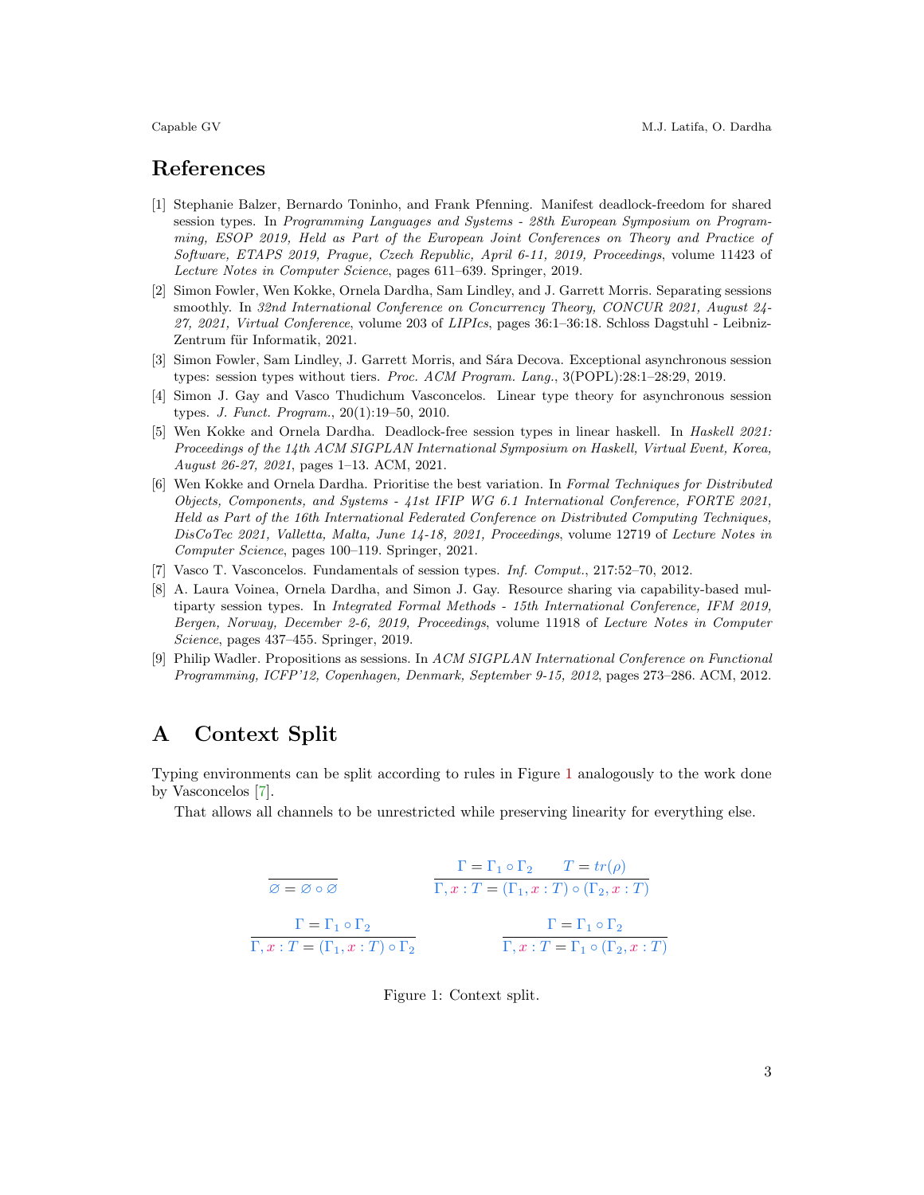## References

[1] Stephanie Balzer, Bernardo Toninho, and Frank Pfenning. Manifest deadlock-freedom for shared session types. In *Programming Languages and Systems - 28th European Symposium on Programming, ESOP 2019, Held as Part of the European Joint Conferences on Theory and Practice of Software, ETAPS 2019, Prague, Czech Republic, April 6-11, 2019, Proceedings*, volume 11423 of *Lecture Notes in Computer Science*, pages 611–639. Springer, 2019.

[2] Simon Fowler, Wen Kokke, Ornela Dardha, Sam Lindley, and J. Garrett Morris. Separating sessions smoothly. In *32nd International Conference on Concurrency Theory, CONCUR 2021, August 24-27, 2021, Virtual Conference*, volume 203 of *LIPIcs*, pages 36:1–36:18. Schloss Dagstuhl - Leibniz-Zentrum für Informatik, 2021.

[3] Simon Fowler, Sam Lindley, J. Garrett Morris, and Sára Decova. Exceptional asynchronous session types: session types without tiers. *Proc. ACM Program. Lang.*, 3(POPL):28:1–28:29, 2019.

[4] Simon J. Gay and Vasco Thudichum Vasconcelos. Linear type theory for asynchronous session types. *J. Funct. Program.*, 20(1):19–50, 2010.

[5] Wen Kokke and Ornela Dardha. Deadlock-free session types in linear haskell. In *Haskell 2021: Proceedings of the 14th ACM SIGPLAN International Symposium on Haskell, Virtual Event, Korea, August 26-27, 2021*, pages 1–13. ACM, 2021.

[6] Wen Kokke and Ornela Dardha. Prioritise the best variation. In *Formal Techniques for Distributed Objects, Components, and Systems - 41st IFIP WG 6.1 International Conference, FORTE 2021, Held as Part of the 16th International Federated Conference on Distributed Computing Techniques, DisCoTec 2021, Valletta, Malta, June 14-18, 2021, Proceedings*, volume 12719 of *Lecture Notes in Computer Science*, pages 100–119. Springer, 2021.

[7] Vasco T. Vasconcelos. Fundamentals of session types. *Inf. Comput.*, 217:52–70, 2012.

[8] A. Laura Voinea, Ornela Dardha, and Simon J. Gay. Resource sharing via capability-based multiparty session types. In *Integrated Formal Methods - 15th International Conference, IFM 2019, Bergen, Norway, December 2-6, 2019, Proceedings*, volume 11918 of *Lecture Notes in Computer Science*, pages 437–455. Springer, 2019.

[9] Philip Wadler. Propositions as sessions. In *ACM SIGPLAN International Conference on Functional Programming, ICFP'12, Copenhagen, Denmark, September 9-15, 2012*, pages 273–286. ACM, 2012.

# A Context Split

Typing environments can be split according to rules in Figure 1 analogously to the work done by Vasconcelos [7].

That allows all channels to be unrestricted while preserving linearity for everything else.

$$\frac{}{\varnothing = \varnothing \circ \varnothing} \qquad \frac{\Gamma = \Gamma_1 \circ \Gamma_2 \qquad T = tr(\rho)}{\Gamma, x : T = (\Gamma_1, x : T) \circ (\Gamma_2, x : T)}$$

$$\frac{\Gamma = \Gamma_1 \circ \Gamma_2}{\Gamma, x : T = (\Gamma_1, x : T) \circ \Gamma_2} \qquad \frac{\Gamma = \Gamma_1 \circ \Gamma_2}{\Gamma, x : T = \Gamma_1 \circ (\Gamma_2, x : T)}$$

Figure 1: Context split.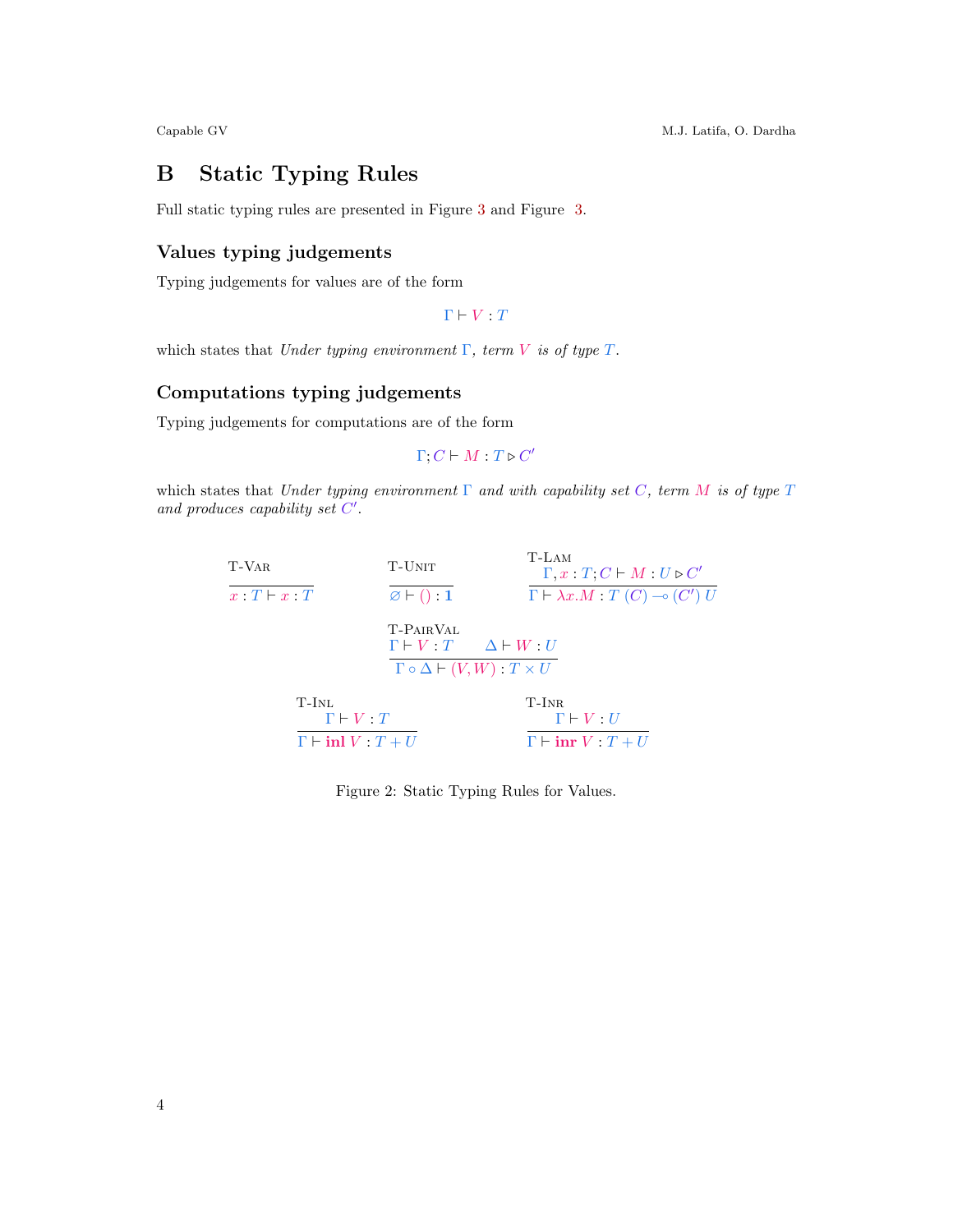## B Static Typing Rules

Full static typing rules are presented in Figure 3 and Figure 3.

### Values typing judgements

Typing judgements for values are of the form

$$\Gamma \vdash V : T$$

which states that *Under typing environment* $\Gamma$*, term* $V$ *is of type* $T$.

### Computations typing judgements

Typing judgements for computations are of the form

$$\Gamma; C \vdash M : T \triangleright C'$$

which states that *Under typing environment* $\Gamma$ *and with capability set* $C$*, term* $M$ *is of type* $T$ *and produces capability set* $C'$.

$$\textsc{T-Var}\ \frac{}{x : T \vdash x : T} \qquad \textsc{T-Unit}\ \frac{}{\varnothing \vdash () : \mathbf{1}} \qquad \textsc{T-Lam}\ \frac{\Gamma, x : T; C \vdash M : U \triangleright C'}{\Gamma \vdash \lambda x.M : T\ (C) \multimap (C')\ U}$$

$$\textsc{T-PairVal}\ \frac{\Gamma \vdash V : T \qquad \Delta \vdash W : U}{\Gamma \circ \Delta \vdash (V, W) : T \times U}$$

$$\textsc{T-Inl}\ \frac{\Gamma \vdash V : T}{\Gamma \vdash \mathbf{inl}\ V : T + U} \qquad \textsc{T-Inr}\ \frac{\Gamma \vdash V : U}{\Gamma \vdash \mathbf{inr}\ V : T + U}$$

Figure 2: Static Typing Rules for Values.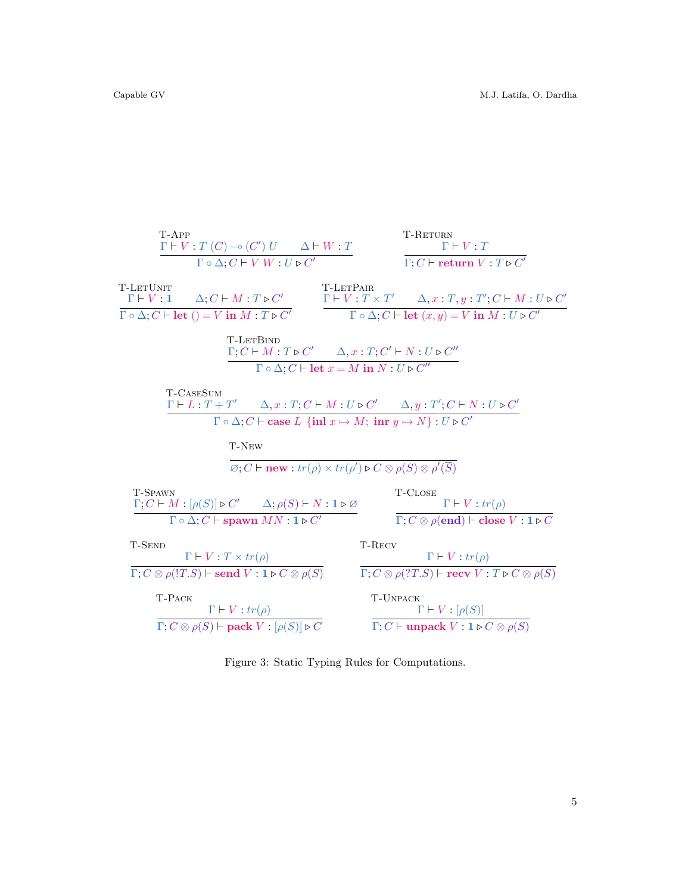$$\frac{\Gamma \vdash V : T\ (C) \multimap (C')\ U \qquad \Delta \vdash W : T}{\Gamma \circ \Delta; C \vdash V\ W : U \triangleright C'}\ \textsc{T-App}$$

$$\frac{\Gamma \vdash V : T}{\Gamma; C \vdash \mathbf{return}\ V : T \triangleright C'}\ \textsc{T-Return}$$

$$\frac{\Gamma \vdash V : \mathbf{1} \qquad \Delta; C \vdash M : T \triangleright C'}{\Gamma \circ \Delta; C \vdash \mathbf{let}\ () = V\ \mathbf{in}\ M : T \triangleright C'}\ \textsc{T-LetUnit}$$

$$\frac{\Gamma \vdash V : T \times T' \qquad \Delta, x : T, y : T'; C \vdash M : U \triangleright C'}{\Gamma \circ \Delta; C \vdash \mathbf{let}\ (x, y) = V\ \mathbf{in}\ M : U \triangleright C'}\ \textsc{T-LetPair}$$

$$\frac{\Gamma; C \vdash M : T \triangleright C' \qquad \Delta, x : T; C' \vdash N : U \triangleright C''}{\Gamma \circ \Delta; C \vdash \mathbf{let}\ x = M\ \mathbf{in}\ N : U \triangleright C''}\ \textsc{T-LetBind}$$

$$\frac{\Gamma \vdash L : T + T' \qquad \Delta, x : T; C \vdash M : U \triangleright C' \qquad \Delta, y : T'; C \vdash N : U \triangleright C'}{\Gamma \circ \Delta; C \vdash \mathbf{case}\ L\ \{\mathbf{inl}\ x \mapsto M;\ \mathbf{inr}\ y \mapsto N\} : U \triangleright C'}\ \textsc{T-CaseSum}$$

$$\frac{}{\varnothing; C \vdash \mathbf{new} : tr(\rho) \times tr(\rho') \triangleright C \otimes \rho(S) \otimes \rho'(\overline{S})}\ \textsc{T-New}$$

$$\frac{\Gamma; C \vdash M : [\rho(S)] \triangleright C' \qquad \Delta; \rho(S) \vdash N : \mathbf{1} \triangleright \varnothing}{\Gamma \circ \Delta; C \vdash \mathbf{spawn}\ M N : \mathbf{1} \triangleright C'}\ \textsc{T-Spawn}$$

$$\frac{\Gamma \vdash V : tr(\rho)}{\Gamma; C \otimes \rho(\mathbf{end}) \vdash \mathbf{close}\ V : \mathbf{1} \triangleright C}\ \textsc{T-Close}$$

$$\frac{\Gamma \vdash V : T \times tr(\rho)}{\Gamma; C \otimes \rho(!T.S) \vdash \mathbf{send}\ V : \mathbf{1} \triangleright C \otimes \rho(S)}\ \textsc{T-Send}$$

$$\frac{\Gamma \vdash V : tr(\rho)}{\Gamma; C \otimes \rho(?T.S) \vdash \mathbf{recv}\ V : T \triangleright C \otimes \rho(S)}\ \textsc{T-Recv}$$

$$\frac{\Gamma \vdash V : tr(\rho)}{\Gamma; C \otimes \rho(S) \vdash \mathbf{pack}\ V : [\rho(S)] \triangleright C}\ \textsc{T-Pack}$$

$$\frac{\Gamma \vdash V : [\rho(S)]}{\Gamma; C \vdash \mathbf{unpack}\ V : \mathbf{1} \triangleright C \otimes \rho(S)}\ \textsc{T-Unpack}$$

Figure 3: Static Typing Rules for Computations.